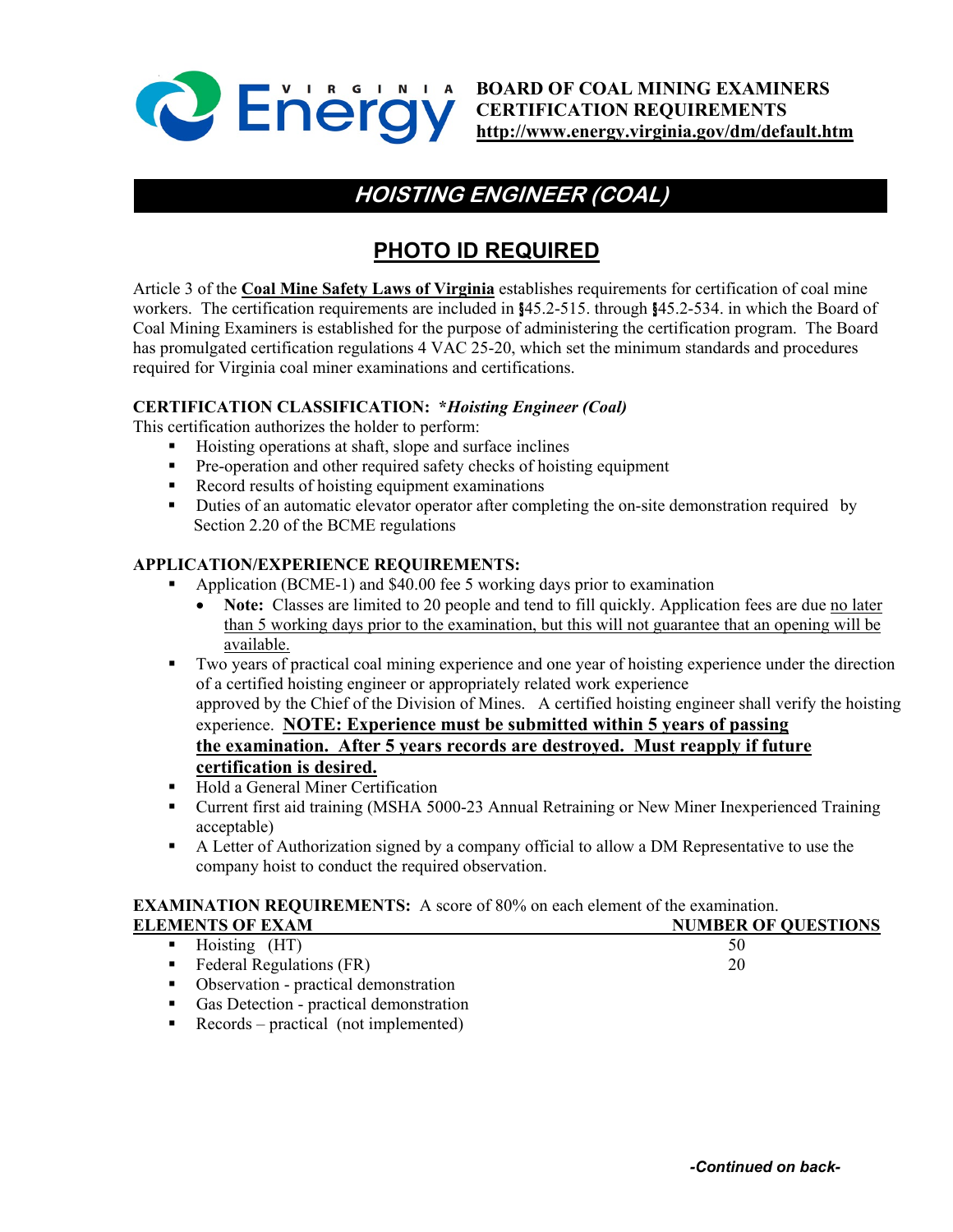**BOARD OF COAL MINING EXAMINERS**
**CERTIFICATION REQUIREMENTS**
**http://www.energy.virginia.gov/dm/default.htm**

# *HOISTING ENGINEER (COAL)*

## PHOTO ID REQUIRED

Article 3 of the **Coal Mine Safety Laws of Virginia** establishes requirements for certification of coal mine workers. The certification requirements are included in §45.2-515. through §45.2-534. in which the Board of Coal Mining Examiners is established for the purpose of administering the certification program. The Board has promulgated certification regulations 4 VAC 25-20, which set the minimum standards and procedures required for Virginia coal miner examinations and certifications.

**CERTIFICATION CLASSIFICATION:** ***Hoisting Engineer (Coal)**

This certification authorizes the holder to perform:

- Hoisting operations at shaft, slope and surface inclines
- Pre-operation and other required safety checks of hoisting equipment
- Record results of hoisting equipment examinations
- Duties of an automatic elevator operator after completing the on-site demonstration required by Section 2.20 of the BCME regulations

**APPLICATION/EXPERIENCE REQUIREMENTS:**

- Application (BCME-1) and $40.00 fee 5 working days prior to examination
  - **Note:** Classes are limited to 20 people and tend to fill quickly. Application fees are due no later than 5 working days prior to the examination, but this will not guarantee that an opening will be available.
- Two years of practical coal mining experience and one year of hoisting experience under the direction of a certified hoisting engineer or appropriately related work experience approved by the Chief of the Division of Mines. A certified hoisting engineer shall verify the hoisting experience. **NOTE: Experience must be submitted within 5 years of passing the examination. After 5 years records are destroyed. Must reapply if future certification is desired.**
- Hold a General Miner Certification
- Current first aid training (MSHA 5000-23 Annual Retraining or New Miner Inexperienced Training acceptable)
- A Letter of Authorization signed by a company official to allow a DM Representative to use the company hoist to conduct the required observation.

**EXAMINATION REQUIREMENTS:** A score of 80% on each element of the examination.

| ELEMENTS OF EXAM | NUMBER OF QUESTIONS |
|---|---|
| Hoisting (HT) | 50 |
| Federal Regulations (FR) | 20 |
| Observation - practical demonstration | |
| Gas Detection - practical demonstration | |
| Records – practical (not implemented) | |

***-Continued on back-***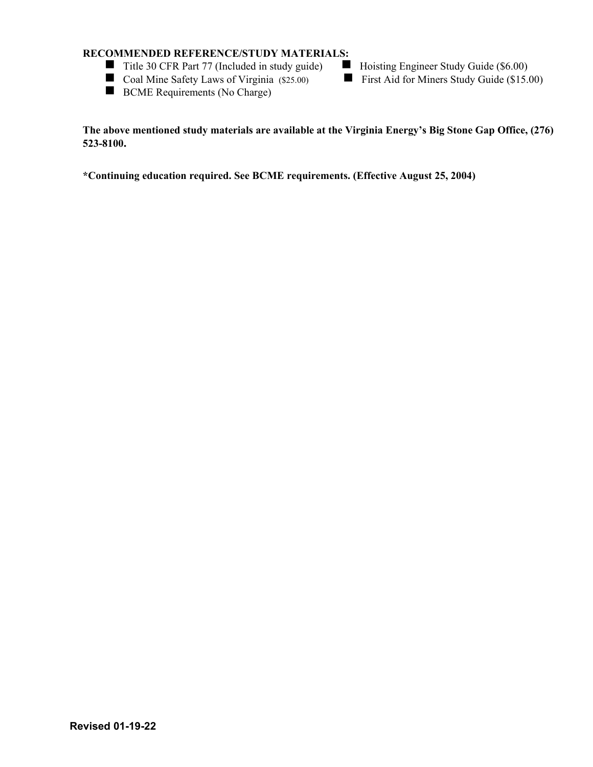**RECOMMENDED REFERENCE/STUDY MATERIALS:**

- Title 30 CFR Part 77 (Included in study guide)
- Coal Mine Safety Laws of Virginia (\$25.00)
- BCME Requirements (No Charge)
- Hoisting Engineer Study Guide (\$6.00)
- First Aid for Miners Study Guide (\$15.00)

**The above mentioned study materials are available at the Virginia Energy's Big Stone Gap Office, (276) 523-8100.**

***Continuing education required. See BCME requirements. (Effective August 25, 2004)**

**Revised 01-19-22**